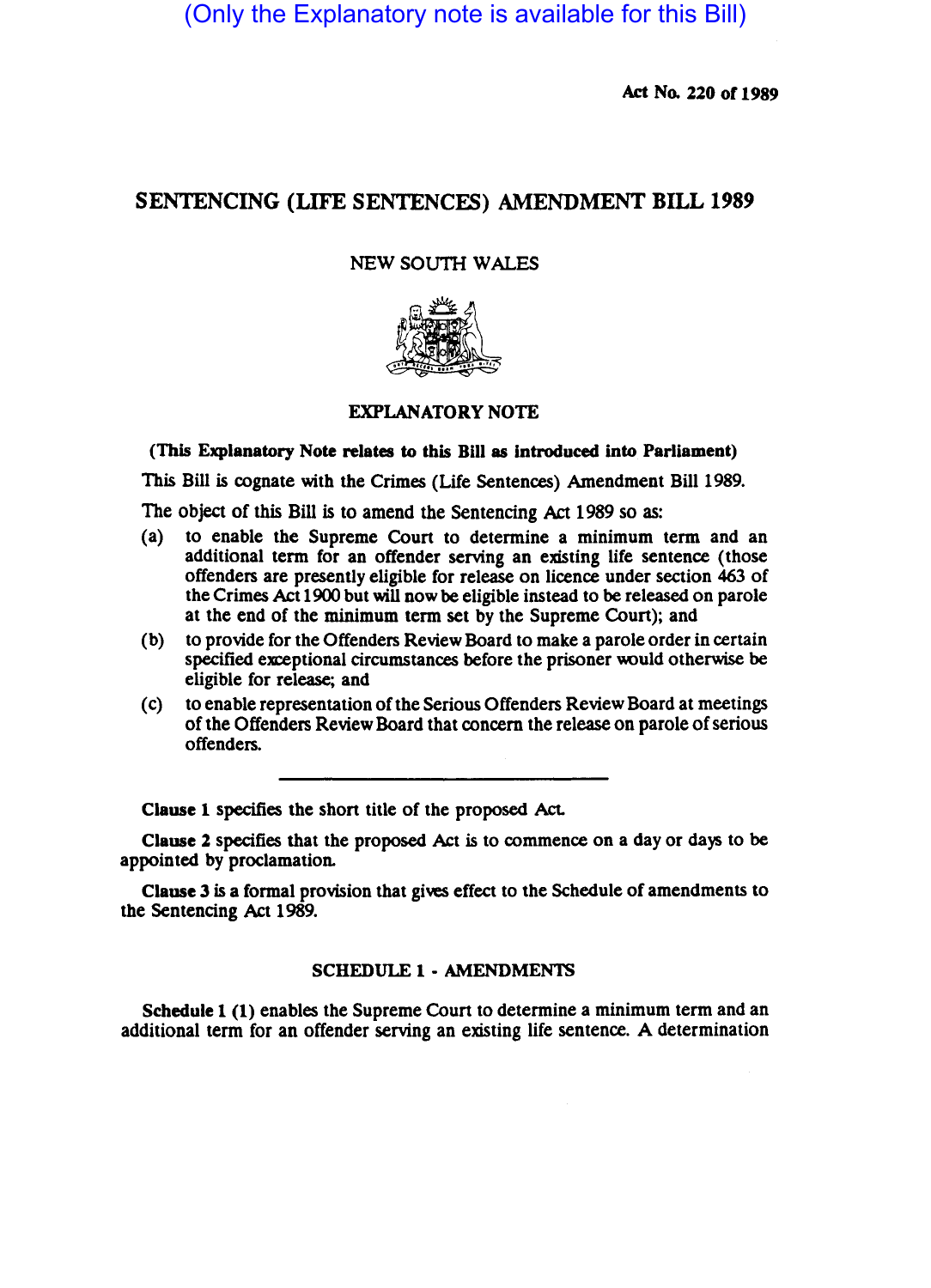(Only the Explanatory note is available for this Bill)

Act No. 220 of 1989

# SENTENCING (LIFE SENTENCES) AMENDMENT BILL 1989

NEW SOUTH WALES

## EXPLANATORY NOTE

**(This Explanatory Note relates to this Bill as introduced into Parliament)**

This Bill is cognate with the Crimes (Life Sentences) Amendment Bill 1989.

The object of this Bill is to amend the Sentencing Act 1989 so as:

(a) to enable the Supreme Court to determine a minimum term and an additional term for an offender serving an existing life sentence (those offenders are presently eligible for release on licence under section 463 of the Crimes Act 1900 but will now be eligible instead to be released on parole at the end of the minimum term set by the Supreme Court); and

(b) to provide for the Offenders Review Board to make a parole order in certain specified exceptional circumstances before the prisoner would otherwise be eligible for release; and

(c) to enable representation of the Serious Offenders Review Board at meetings of the Offenders Review Board that concern the release on parole of serious offenders.

---

**Clause 1** specifies the short title of the proposed Act.

**Clause 2** specifies that the proposed Act is to commence on a day or days to be appointed by proclamation.

**Clause 3** is a formal provision that gives effect to the Schedule of amendments to the Sentencing Act 1989.

### SCHEDULE 1 - AMENDMENTS

**Schedule 1 (1)** enables the Supreme Court to determine a minimum term and an additional term for an offender serving an existing life sentence. A determination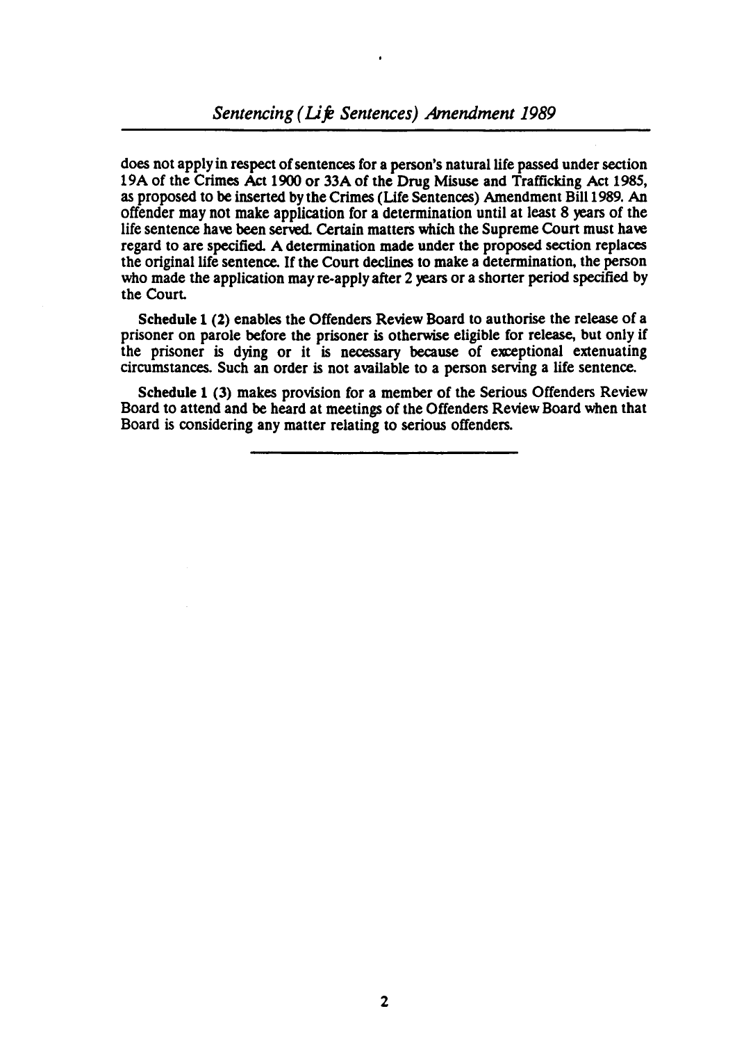does not apply in respect of sentences for a person's natural life passed under section 19A of the Crimes Act 1900 or 33A of the Drug Misuse and Trafficking Act 1985, as proposed to be inserted by the Crimes (Life Sentences) Amendment Bill 1989. An offender may not make application for a determination until at least 8 years of the life sentence have been served. Certain matters which the Supreme Court must have regard to are specified. A determination made under the proposed section replaces the original life sentence. If the Court declines to make a determination, the person who made the application may re-apply after 2 years or a shorter period specified by the Court.

**Schedule 1 (2)** enables the Offenders Review Board to authorise the release of a prisoner on parole before the prisoner is otherwise eligible for release, but only if the prisoner is dying or it is necessary because of exceptional extenuating circumstances. Such an order is not available to a person serving a life sentence.

**Schedule 1 (3)** makes provision for a member of the Serious Offenders Review Board to attend and be heard at meetings of the Offenders Review Board when that Board is considering any matter relating to serious offenders.